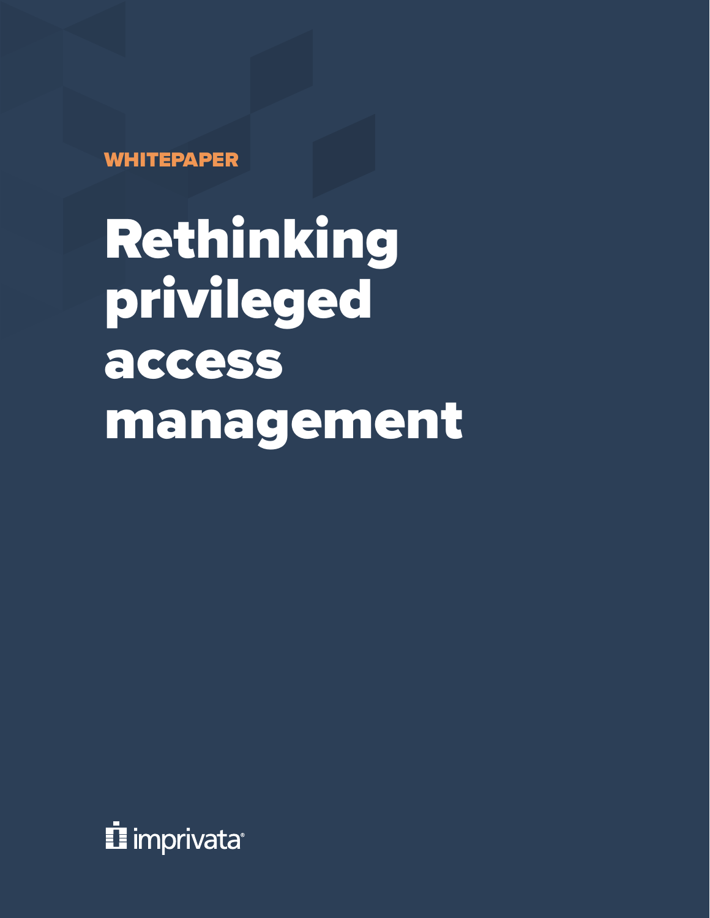WHITEPAPER

# Rethinking privileged access management

imprivata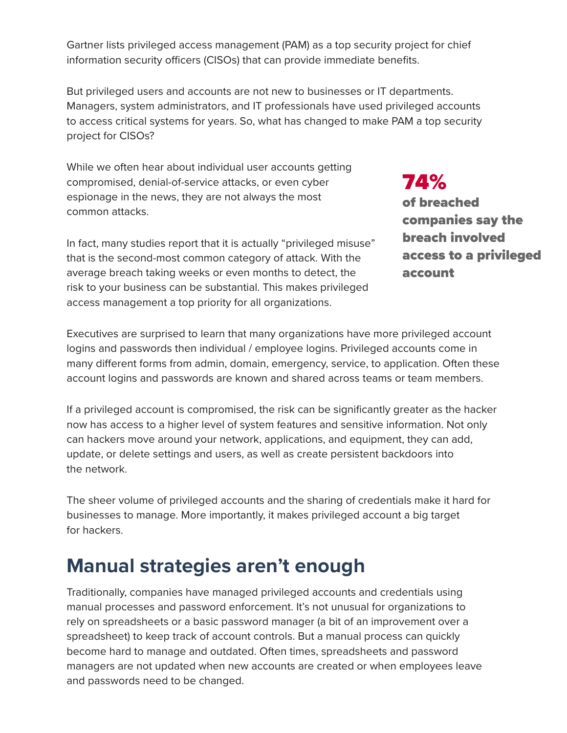Gartner lists privileged access management (PAM) as a top security project for chief information security officers (CISOs) that can provide immediate benefits.

But privileged users and accounts are not new to businesses or IT departments. Managers, system administrators, and IT professionals have used privileged accounts to access critical systems for years. So, what has changed to make PAM a top security project for CISOs?

While we often hear about individual user accounts getting compromised, denial-of-service attacks, or even cyber espionage in the news, they are not always the most common attacks.

In fact, many studies report that it is actually "privileged misuse" that is the second-most common category of attack. With the average breach taking weeks or even months to detect, the risk to your business can be substantial. This makes privileged access management a top priority for all organizations.

**74%**
**of breached companies say the breach involved access to a privileged account**

Executives are surprised to learn that many organizations have more privileged account logins and passwords then individual / employee logins. Privileged accounts come in many different forms from admin, domain, emergency, service, to application. Often these account logins and passwords are known and shared across teams or team members.

If a privileged account is compromised, the risk can be significantly greater as the hacker now has access to a higher level of system features and sensitive information. Not only can hackers move around your network, applications, and equipment, they can add, update, or delete settings and users, as well as create persistent backdoors into the network.

The sheer volume of privileged accounts and the sharing of credentials make it hard for businesses to manage. More importantly, it makes privileged account a big target for hackers.

## Manual strategies aren't enough

Traditionally, companies have managed privileged accounts and credentials using manual processes and password enforcement. It's not unusual for organizations to rely on spreadsheets or a basic password manager (a bit of an improvement over a spreadsheet) to keep track of account controls. But a manual process can quickly become hard to manage and outdated. Often times, spreadsheets and password managers are not updated when new accounts are created or when employees leave and passwords need to be changed.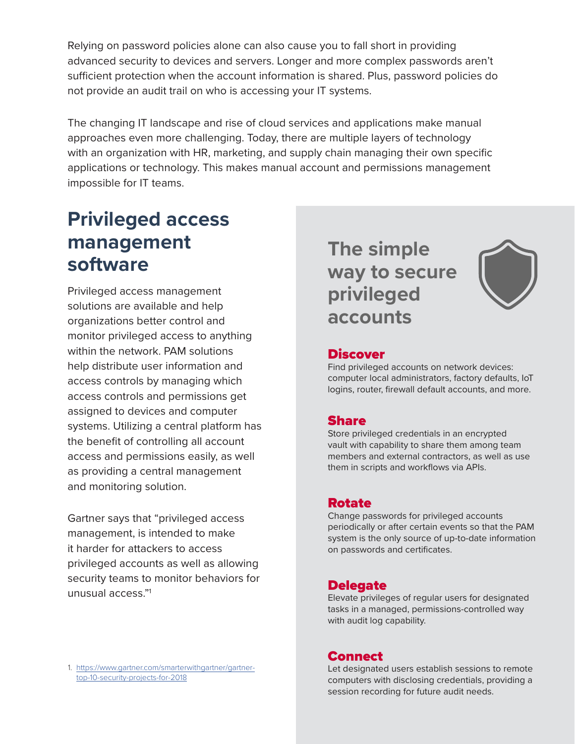Relying on password policies alone can also cause you to fall short in providing advanced security to devices and servers. Longer and more complex passwords aren't sufficient protection when the account information is shared. Plus, password policies do not provide an audit trail on who is accessing your IT systems.

The changing IT landscape and rise of cloud services and applications make manual approaches even more challenging. Today, there are multiple layers of technology with an organization with HR, marketing, and supply chain managing their own specific applications or technology. This makes manual account and permissions management impossible for IT teams.

## Privileged access management software

Privileged access management solutions are available and help organizations better control and monitor privileged access to anything within the network. PAM solutions help distribute user information and access controls by managing which access controls and permissions get assigned to devices and computer systems. Utilizing a central platform has the benefit of controlling all account access and permissions easily, as well as providing a central management and monitoring solution.

Gartner says that "privileged access management, is intended to make it harder for attackers to access privileged accounts as well as allowing security teams to monitor behaviors for unusual access."[1]

1. https://www.gartner.com/smarterwithgartner/gartner-top-10-security-projects-for-2018

## The simple way to secure privileged accounts

### Discover

Find privileged accounts on network devices: computer local administrators, factory defaults, IoT logins, router, firewall default accounts, and more.

### Share

Store privileged credentials in an encrypted vault with capability to share them among team members and external contractors, as well as use them in scripts and workflows via APIs.

### Rotate

Change passwords for privileged accounts periodically or after certain events so that the PAM system is the only source of up-to-date information on passwords and certificates.

### Delegate

Elevate privileges of regular users for designated tasks in a managed, permissions-controlled way with audit log capability.

### Connect

Let designated users establish sessions to remote computers with disclosing credentials, providing a session recording for future audit needs.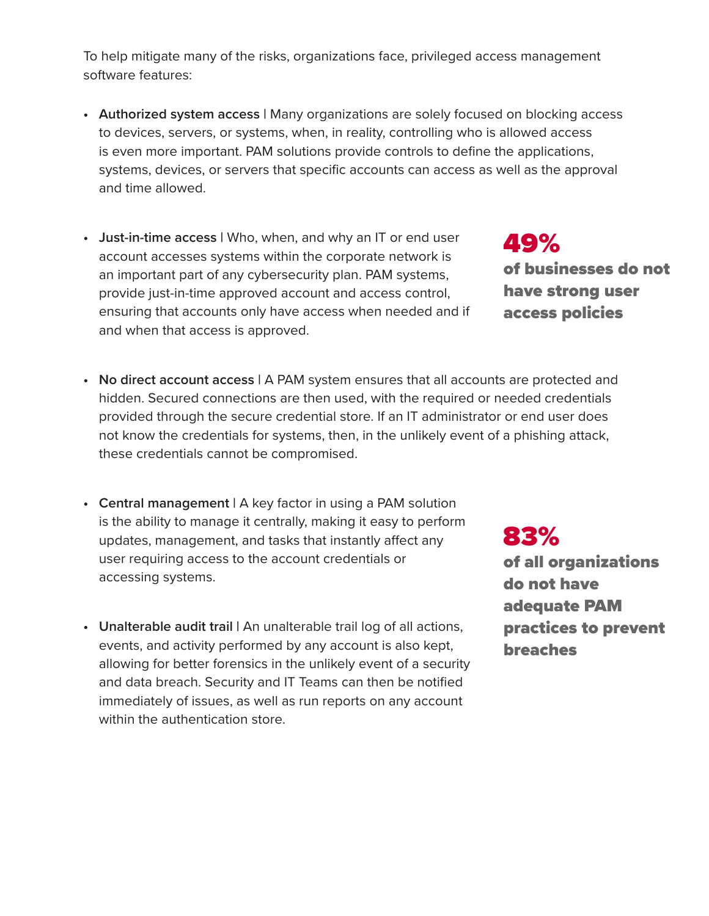To help mitigate many of the risks, organizations face, privileged access management software features:

- **Authorized system access** | Many organizations are solely focused on blocking access to devices, servers, or systems, when, in reality, controlling who is allowed access is even more important. PAM solutions provide controls to define the applications, systems, devices, or servers that specific accounts can access as well as the approval and time allowed.

- **Just-in-time access** | Who, when, and why an IT or end user account accesses systems within the corporate network is an important part of any cybersecurity plan. PAM systems, provide just-in-time approved account and access control, ensuring that accounts only have access when needed and if and when that access is approved.

**49%**
**of businesses do not have strong user access policies**

- **No direct account access** | A PAM system ensures that all accounts are protected and hidden. Secured connections are then used, with the required or needed credentials provided through the secure credential store. If an IT administrator or end user does not know the credentials for systems, then, in the unlikely event of a phishing attack, these credentials cannot be compromised.

- **Central management** | A key factor in using a PAM solution is the ability to manage it centrally, making it easy to perform updates, management, and tasks that instantly affect any user requiring access to the account credentials or accessing systems.

- **Unalterable audit trail** | An unalterable trail log of all actions, events, and activity performed by any account is also kept, allowing for better forensics in the unlikely event of a security and data breach. Security and IT Teams can then be notified immediately of issues, as well as run reports on any account within the authentication store.

**83%**
**of all organizations do not have adequate PAM practices to prevent breaches**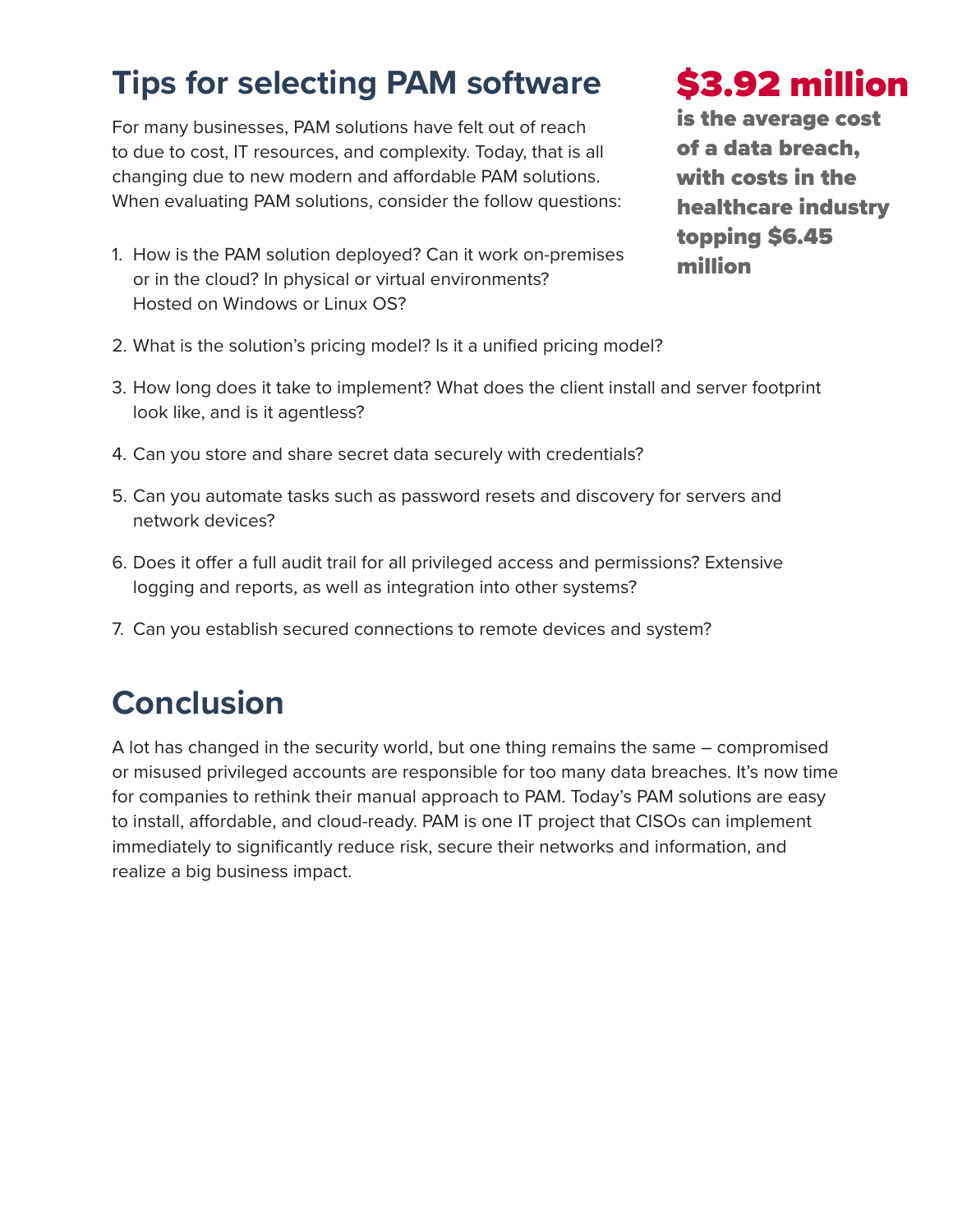## Tips for selecting PAM software

For many businesses, PAM solutions have felt out of reach to due to cost, IT resources, and complexity. Today, that is all changing due to new modern and affordable PAM solutions. When evaluating PAM solutions, consider the follow questions:

**$3.92 million is the average cost of a data breach, with costs in the healthcare industry topping $6.45 million**

1. How is the PAM solution deployed? Can it work on-premises or in the cloud? In physical or virtual environments? Hosted on Windows or Linux OS?
2. What is the solution's pricing model? Is it a unified pricing model?
3. How long does it take to implement? What does the client install and server footprint look like, and is it agentless?
4. Can you store and share secret data securely with credentials?
5. Can you automate tasks such as password resets and discovery for servers and network devices?
6. Does it offer a full audit trail for all privileged access and permissions? Extensive logging and reports, as well as integration into other systems?
7. Can you establish secured connections to remote devices and system?

## Conclusion

A lot has changed in the security world, but one thing remains the same – compromised or misused privileged accounts are responsible for too many data breaches. It's now time for companies to rethink their manual approach to PAM. Today's PAM solutions are easy to install, affordable, and cloud-ready. PAM is one IT project that CISOs can implement immediately to significantly reduce risk, secure their networks and information, and realize a big business impact.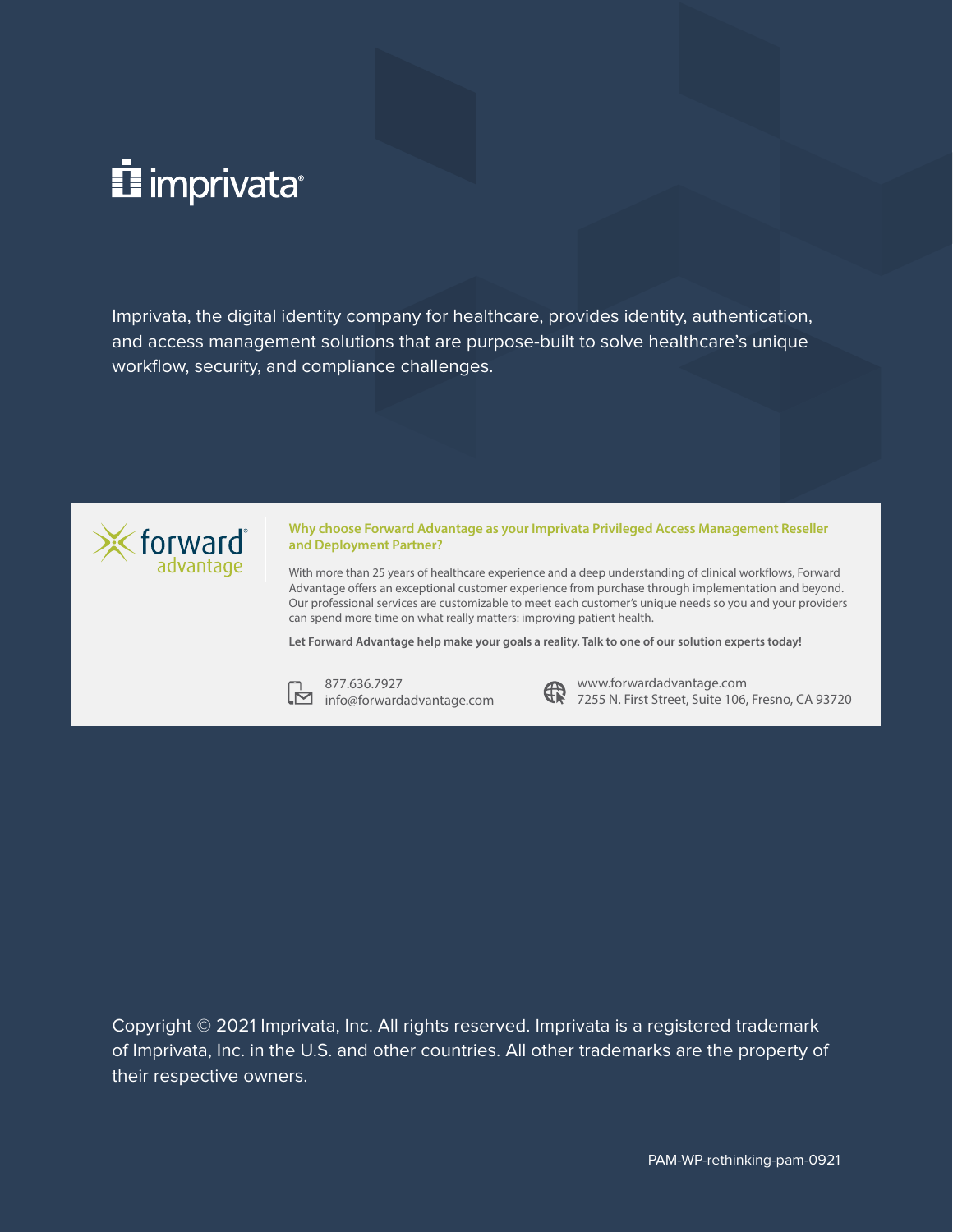imprivata

Imprivata, the digital identity company for healthcare, provides identity, authentication, and access management solutions that are purpose-built to solve healthcare's unique workflow, security, and compliance challenges.

forward advantage

**Why choose Forward Advantage as your Imprivata Privileged Access Management Reseller and Deployment Partner?**

With more than 25 years of healthcare experience and a deep understanding of clinical workflows, Forward Advantage offers an exceptional customer experience from purchase through implementation and beyond. Our professional services are customizable to meet each customer's unique needs so you and your providers can spend more time on what really matters: improving patient health.

**Let Forward Advantage help make your goals a reality. Talk to one of our solution experts today!**

877.636.7927
info@forwardadvantage.com

www.forwardadvantage.com
7255 N. First Street, Suite 106, Fresno, CA 93720

Copyright © 2021 Imprivata, Inc. All rights reserved. Imprivata is a registered trademark of Imprivata, Inc. in the U.S. and other countries. All other trademarks are the property of their respective owners.

PAM-WP-rethinking-pam-0921